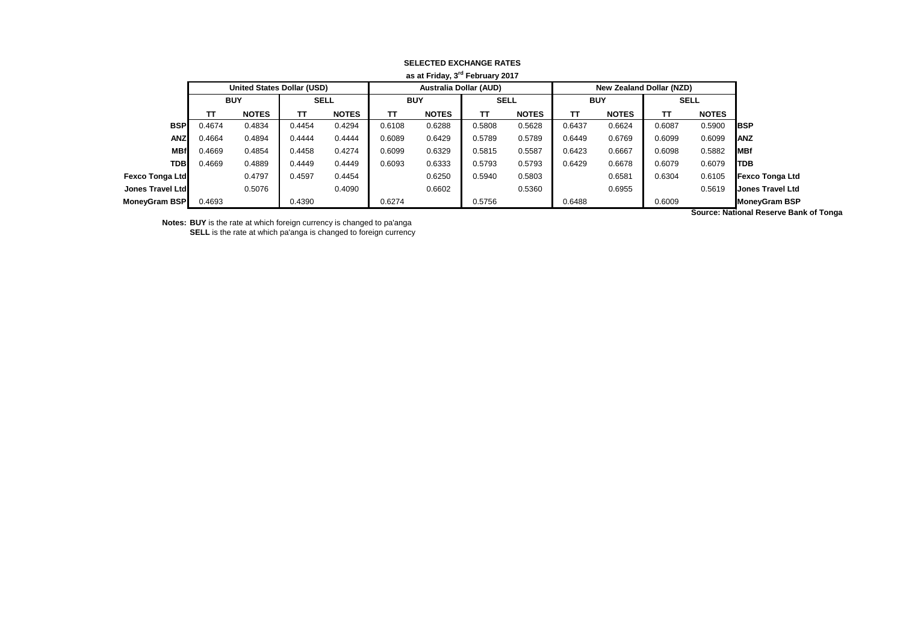**SELECTED EXCHANGE RATES**

**as at Friday, 3rd February 2017**

| | United States Dollar (USD) | | | | Australia Dollar (AUD) | | | | New Zealand Dollar (NZD) | | | | |
|---|---|---|---|---|---|---|---|---|---|---|---|---|---|
| | BUY | | SELL | | BUY | | SELL | | BUY | | SELL | | |
| | TT | NOTES | TT | NOTES | TT | NOTES | TT | NOTES | TT | NOTES | TT | NOTES | |
| **BSP** | 0.4674 | 0.4834 | 0.4454 | 0.4294 | 0.6108 | 0.6288 | 0.5808 | 0.5628 | 0.6437 | 0.6624 | 0.6087 | 0.5900 | **BSP** |
| **ANZ** | 0.4664 | 0.4894 | 0.4444 | 0.4444 | 0.6089 | 0.6429 | 0.5789 | 0.5789 | 0.6449 | 0.6769 | 0.6099 | 0.6099 | **ANZ** |
| **MBf** | 0.4669 | 0.4854 | 0.4458 | 0.4274 | 0.6099 | 0.6329 | 0.5815 | 0.5587 | 0.6423 | 0.6667 | 0.6098 | 0.5882 | **MBf** |
| **TDB** | 0.4669 | 0.4889 | 0.4449 | 0.4449 | 0.6093 | 0.6333 | 0.5793 | 0.5793 | 0.6429 | 0.6678 | 0.6079 | 0.6079 | **TDB** |
| **Fexco Tonga Ltd** | | 0.4797 | 0.4597 | 0.4454 | | 0.6250 | 0.5940 | 0.5803 | | 0.6581 | 0.6304 | 0.6105 | **Fexco Tonga Ltd** |
| **Jones Travel Ltd** | | 0.5076 | | 0.4090 | | 0.6602 | | 0.5360 | | 0.6955 | | 0.5619 | **Jones Travel Ltd** |
| **MoneyGram BSP** | 0.4693 | | 0.4390 | | 0.6274 | | 0.5756 | | 0.6488 | | 0.6009 | | **MoneyGram BSP** |

**Source: National Reserve Bank of Tonga**

**Notes:** **BUY** is the rate at which foreign currency is changed to pa'anga
**SELL** is the rate at which pa'anga is changed to foreign currency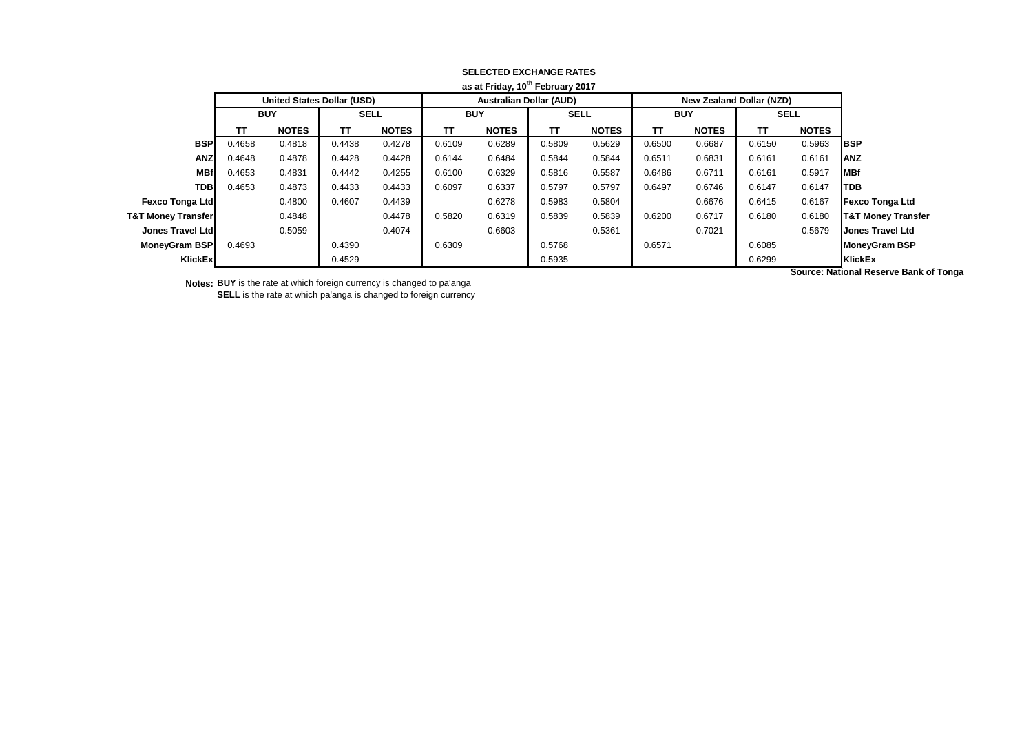**SELECTED EXCHANGE RATES**

**as at Friday, 10th February 2017**

| | United States Dollar (USD) | | | | Australian Dollar (AUD) | | | | New Zealand Dollar (NZD) | | | | |
|---|---|---|---|---|---|---|---|---|---|---|---|---|---|
| | BUY | | SELL | | BUY | | SELL | | BUY | | SELL | | |
| | TT | NOTES | TT | NOTES | TT | NOTES | TT | NOTES | TT | NOTES | TT | NOTES | |
| **BSP** | 0.4658 | 0.4818 | 0.4438 | 0.4278 | 0.6109 | 0.6289 | 0.5809 | 0.5629 | 0.6500 | 0.6687 | 0.6150 | 0.5963 | **BSP** |
| **ANZ** | 0.4648 | 0.4878 | 0.4428 | 0.4428 | 0.6144 | 0.6484 | 0.5844 | 0.5844 | 0.6511 | 0.6831 | 0.6161 | 0.6161 | **ANZ** |
| **MBf** | 0.4653 | 0.4831 | 0.4442 | 0.4255 | 0.6100 | 0.6329 | 0.5816 | 0.5587 | 0.6486 | 0.6711 | 0.6161 | 0.5917 | **MBf** |
| **TDB** | 0.4653 | 0.4873 | 0.4433 | 0.4433 | 0.6097 | 0.6337 | 0.5797 | 0.5797 | 0.6497 | 0.6746 | 0.6147 | 0.6147 | **TDB** |
| **Fexco Tonga Ltd** | | 0.4800 | 0.4607 | 0.4439 | | 0.6278 | 0.5983 | 0.5804 | | 0.6676 | 0.6415 | 0.6167 | **Fexco Tonga Ltd** |
| **T&T Money Transfer** | | 0.4848 | | 0.4478 | 0.5820 | 0.6319 | 0.5839 | 0.5839 | 0.6200 | 0.6717 | 0.6180 | 0.6180 | **T&T Money Transfer** |
| **Jones Travel Ltd** | | 0.5059 | | 0.4074 | | 0.6603 | | 0.5361 | | 0.7021 | | 0.5679 | **Jones Travel Ltd** |
| **MoneyGram BSP** | 0.4693 | | 0.4390 | | 0.6309 | | 0.5768 | | 0.6571 | | 0.6085 | | **MoneyGram BSP** |
| **KlickEx** | | | 0.4529 | | | | 0.5935 | | | | 0.6299 | | **KlickEx** |

**Source: National Reserve Bank of Tonga**

**Notes:** **BUY** is the rate at which foreign currency is changed to pa'anga
**SELL** is the rate at which pa'anga is changed to foreign currency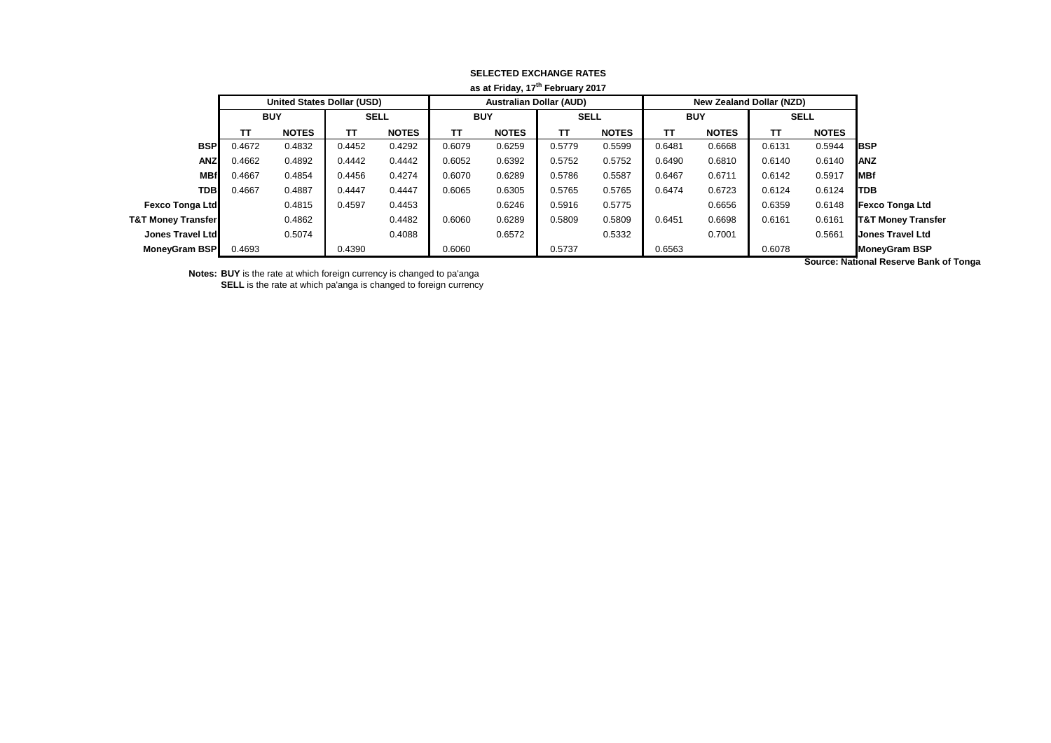**SELECTED EXCHANGE RATES**

**as at Friday, 17th February 2017**

| | United States Dollar (USD) | | | | Australian Dollar (AUD) | | | | New Zealand Dollar (NZD) | | | | |
|---|---|---|---|---|---|---|---|---|---|---|---|---|---|
| | BUY | | SELL | | BUY | | SELL | | BUY | | SELL | | |
| | TT | NOTES | TT | NOTES | TT | NOTES | TT | NOTES | TT | NOTES | TT | NOTES | |
| **BSP** | 0.4672 | 0.4832 | 0.4452 | 0.4292 | 0.6079 | 0.6259 | 0.5779 | 0.5599 | 0.6481 | 0.6668 | 0.6131 | 0.5944 | **BSP** |
| **ANZ** | 0.4662 | 0.4892 | 0.4442 | 0.4442 | 0.6052 | 0.6392 | 0.5752 | 0.5752 | 0.6490 | 0.6810 | 0.6140 | 0.6140 | **ANZ** |
| **MBf** | 0.4667 | 0.4854 | 0.4456 | 0.4274 | 0.6070 | 0.6289 | 0.5786 | 0.5587 | 0.6467 | 0.6711 | 0.6142 | 0.5917 | **MBf** |
| **TDB** | 0.4667 | 0.4887 | 0.4447 | 0.4447 | 0.6065 | 0.6305 | 0.5765 | 0.5765 | 0.6474 | 0.6723 | 0.6124 | 0.6124 | **TDB** |
| **Fexco Tonga Ltd** | | 0.4815 | 0.4597 | 0.4453 | | 0.6246 | 0.5916 | 0.5775 | | 0.6656 | 0.6359 | 0.6148 | **Fexco Tonga Ltd** |
| **T&T Money Transfer** | | 0.4862 | | 0.4482 | 0.6060 | 0.6289 | 0.5809 | 0.5809 | 0.6451 | 0.6698 | 0.6161 | 0.6161 | **T&T Money Transfer** |
| **Jones Travel Ltd** | | 0.5074 | | 0.4088 | | 0.6572 | | 0.5332 | | 0.7001 | | 0.5661 | **Jones Travel Ltd** |
| **MoneyGram BSP** | 0.4693 | | 0.4390 | | 0.6060 | | 0.5737 | | 0.6563 | | 0.6078 | | **MoneyGram BSP** |

**Source: National Reserve Bank of Tonga**

**Notes: BUY** is the rate at which foreign currency is changed to pa'anga
**SELL** is the rate at which pa'anga is changed to foreign currency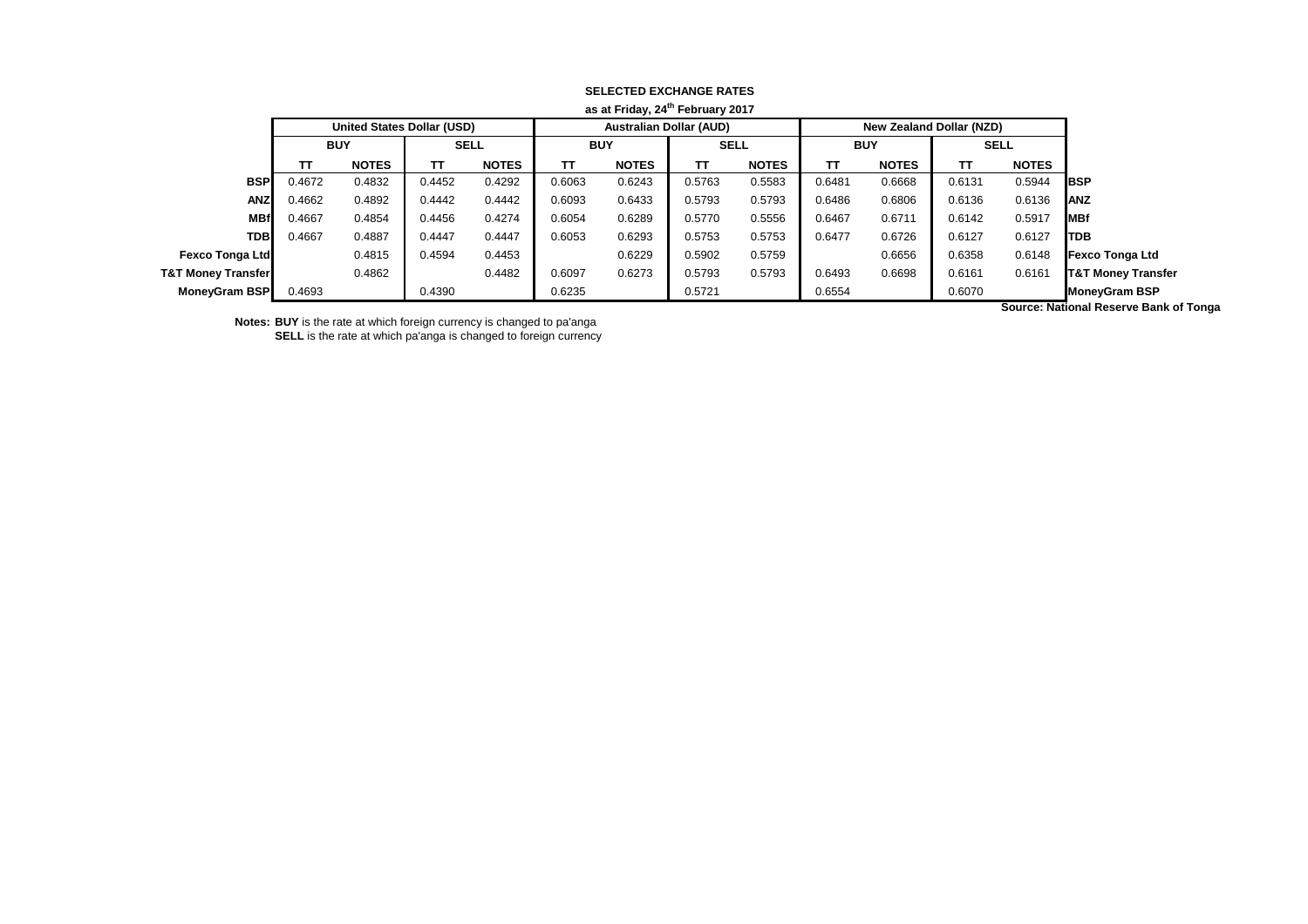**SELECTED EXCHANGE RATES**

**as at Friday, 24th February 2017**

| | United States Dollar (USD) | | | | Australian Dollar (AUD) | | | | New Zealand Dollar (NZD) | | | | |
|---|---|---|---|---|---|---|---|---|---|---|---|---|---|
| | BUY | | SELL | | BUY | | SELL | | BUY | | SELL | | |
| | TT | NOTES | TT | NOTES | TT | NOTES | TT | NOTES | TT | NOTES | TT | NOTES | |
| **BSP** | 0.4672 | 0.4832 | 0.4452 | 0.4292 | 0.6063 | 0.6243 | 0.5763 | 0.5583 | 0.6481 | 0.6668 | 0.6131 | 0.5944 | **BSP** |
| **ANZ** | 0.4662 | 0.4892 | 0.4442 | 0.4442 | 0.6093 | 0.6433 | 0.5793 | 0.5793 | 0.6486 | 0.6806 | 0.6136 | 0.6136 | **ANZ** |
| **MBf** | 0.4667 | 0.4854 | 0.4456 | 0.4274 | 0.6054 | 0.6289 | 0.5770 | 0.5556 | 0.6467 | 0.6711 | 0.6142 | 0.5917 | **MBf** |
| **TDB** | 0.4667 | 0.4887 | 0.4447 | 0.4447 | 0.6053 | 0.6293 | 0.5753 | 0.5753 | 0.6477 | 0.6726 | 0.6127 | 0.6127 | **TDB** |
| **Fexco Tonga Ltd** | | 0.4815 | 0.4594 | 0.4453 | | 0.6229 | 0.5902 | 0.5759 | | 0.6656 | 0.6358 | 0.6148 | **Fexco Tonga Ltd** |
| **T&T Money Transfer** | | 0.4862 | | 0.4482 | 0.6097 | 0.6273 | 0.5793 | 0.5793 | 0.6493 | 0.6698 | 0.6161 | 0.6161 | **T&T Money Transfer** |
| **MoneyGram BSP** | 0.4693 | | 0.4390 | | 0.6235 | | 0.5721 | | 0.6554 | | 0.6070 | | **MoneyGram BSP** |

**Source: National Reserve Bank of Tonga**

**Notes:** **BUY** is the rate at which foreign currency is changed to pa'anga
**SELL** is the rate at which pa'anga is changed to foreign currency